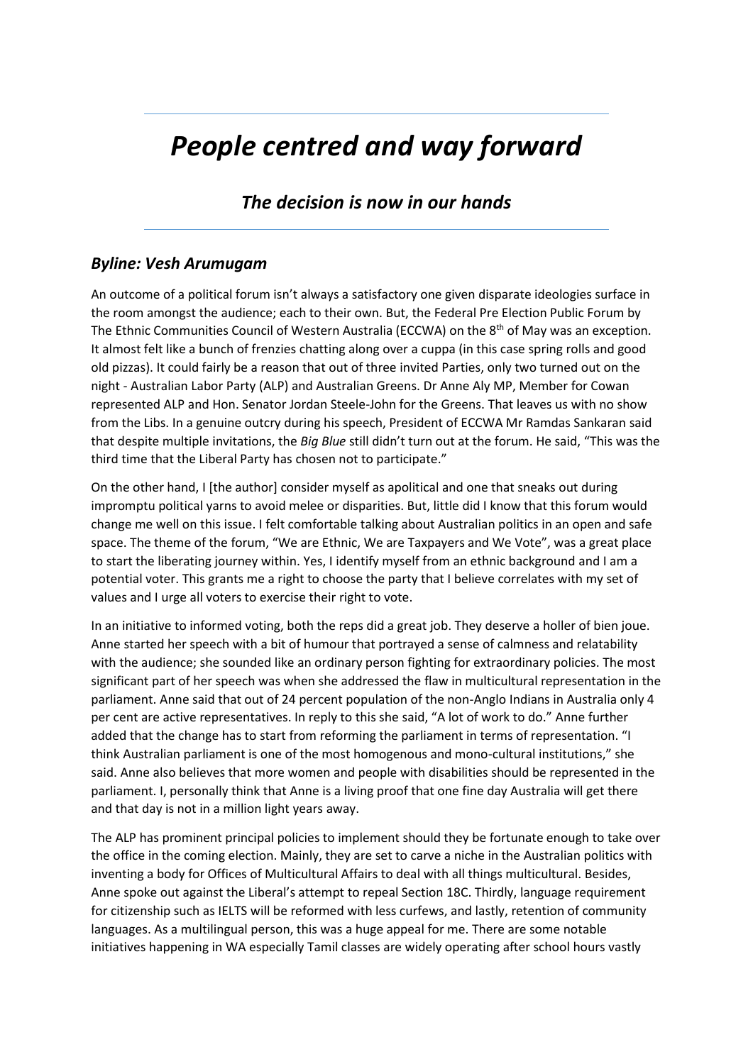# *People centred and way forward*

## *The decision is now in our hands*

### *Byline: Vesh Arumugam*

An outcome of a political forum isn't always a satisfactory one given disparate ideologies surface in the room amongst the audience; each to their own. But, the Federal Pre Election Public Forum by The Ethnic Communities Council of Western Australia (ECCWA) on the 8th of May was an exception. It almost felt like a bunch of frenzies chatting along over a cuppa (in this case spring rolls and good old pizzas). It could fairly be a reason that out of three invited Parties, only two turned out on the night - Australian Labor Party (ALP) and Australian Greens. Dr Anne Aly MP, Member for Cowan represented ALP and Hon. Senator Jordan Steele-John for the Greens. That leaves us with no show from the Libs. In a genuine outcry during his speech, President of ECCWA Mr Ramdas Sankaran said that despite multiple invitations, the *Big Blue* still didn't turn out at the forum. He said, "This was the third time that the Liberal Party has chosen not to participate."

On the other hand, I [the author] consider myself as apolitical and one that sneaks out during impromptu political yarns to avoid melee or disparities. But, little did I know that this forum would change me well on this issue. I felt comfortable talking about Australian politics in an open and safe space. The theme of the forum, "We are Ethnic, We are Taxpayers and We Vote", was a great place to start the liberating journey within. Yes, I identify myself from an ethnic background and I am a potential voter. This grants me a right to choose the party that I believe correlates with my set of values and I urge all voters to exercise their right to vote.

In an initiative to informed voting, both the reps did a great job. They deserve a holler of bien joue. Anne started her speech with a bit of humour that portrayed a sense of calmness and relatability with the audience; she sounded like an ordinary person fighting for extraordinary policies. The most significant part of her speech was when she addressed the flaw in multicultural representation in the parliament. Anne said that out of 24 percent population of the non-Anglo Indians in Australia only 4 per cent are active representatives. In reply to this she said, "A lot of work to do." Anne further added that the change has to start from reforming the parliament in terms of representation. "I think Australian parliament is one of the most homogenous and mono-cultural institutions," she said. Anne also believes that more women and people with disabilities should be represented in the parliament. I, personally think that Anne is a living proof that one fine day Australia will get there and that day is not in a million light years away.

The ALP has prominent principal policies to implement should they be fortunate enough to take over the office in the coming election. Mainly, they are set to carve a niche in the Australian politics with inventing a body for Offices of Multicultural Affairs to deal with all things multicultural. Besides, Anne spoke out against the Liberal's attempt to repeal Section 18C. Thirdly, language requirement for citizenship such as IELTS will be reformed with less curfews, and lastly, retention of community languages. As a multilingual person, this was a huge appeal for me. There are some notable initiatives happening in WA especially Tamil classes are widely operating after school hours vastly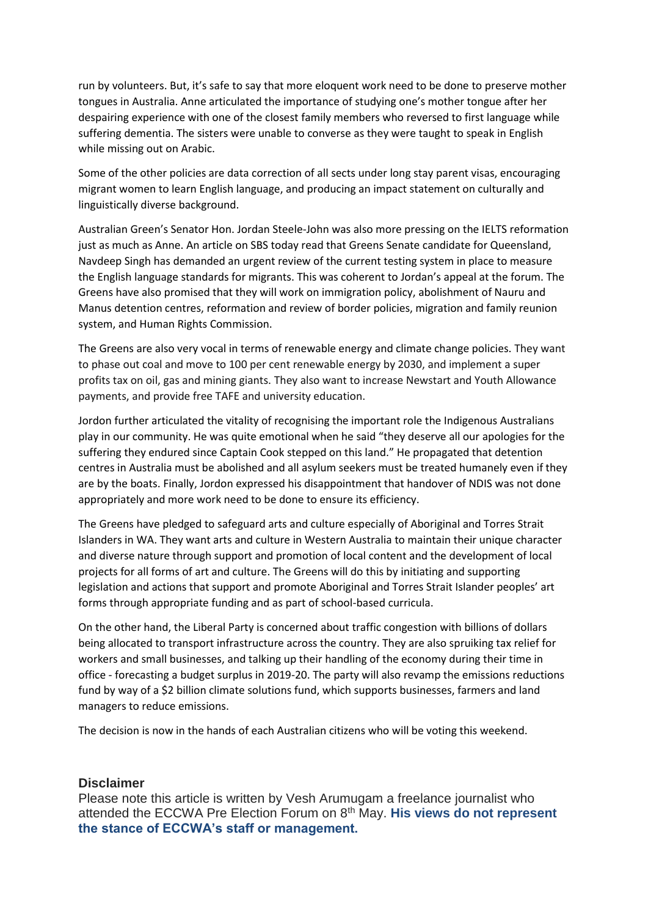run by volunteers. But, it's safe to say that more eloquent work need to be done to preserve mother tongues in Australia. Anne articulated the importance of studying one's mother tongue after her despairing experience with one of the closest family members who reversed to first language while suffering dementia. The sisters were unable to converse as they were taught to speak in English while missing out on Arabic.

Some of the other policies are data correction of all sects under long stay parent visas, encouraging migrant women to learn English language, and producing an impact statement on culturally and linguistically diverse background.

Australian Green's Senator Hon. Jordan Steele-John was also more pressing on the IELTS reformation just as much as Anne. An article on SBS today read that Greens Senate candidate for Queensland, Navdeep Singh has demanded an urgent review of the current testing system in place to measure the English language standards for migrants. This was coherent to Jordan's appeal at the forum. The Greens have also promised that they will work on immigration policy, abolishment of Nauru and Manus detention centres, reformation and review of border policies, migration and family reunion system, and Human Rights Commission.

The Greens are also very vocal in terms of renewable energy and climate change policies. They want to phase out coal and move to 100 per cent renewable energy by 2030, and implement a super profits tax on oil, gas and mining giants. They also want to increase Newstart and Youth Allowance payments, and provide free TAFE and university education.

Jordon further articulated the vitality of recognising the important role the Indigenous Australians play in our community. He was quite emotional when he said "they deserve all our apologies for the suffering they endured since Captain Cook stepped on this land." He propagated that detention centres in Australia must be abolished and all asylum seekers must be treated humanely even if they are by the boats. Finally, Jordon expressed his disappointment that handover of NDIS was not done appropriately and more work need to be done to ensure its efficiency.

The Greens have pledged to safeguard arts and culture especially of Aboriginal and Torres Strait Islanders in WA. They want arts and culture in Western Australia to maintain their unique character and diverse nature through support and promotion of local content and the development of local projects for all forms of art and culture. The Greens will do this by initiating and supporting legislation and actions that support and promote Aboriginal and Torres Strait Islander peoples' art forms through appropriate funding and as part of school-based curricula.

On the other hand, the Liberal Party is concerned about traffic congestion with billions of dollars being allocated to transport infrastructure across the country. They are also spruiking tax relief for workers and small businesses, and talking up their handling of the economy during their time in office - forecasting a budget surplus in 2019-20. The party will also revamp the emissions reductions fund by way of a $2 billion climate solutions fund, which supports businesses, farmers and land managers to reduce emissions.

The decision is now in the hands of each Australian citizens who will be voting this weekend.

### Disclaimer

Please note this article is written by Vesh Arumugam a freelance journalist who attended the ECCWA Pre Election Forum on 8th May. **His views do not represent the stance of ECCWA's staff or management.**